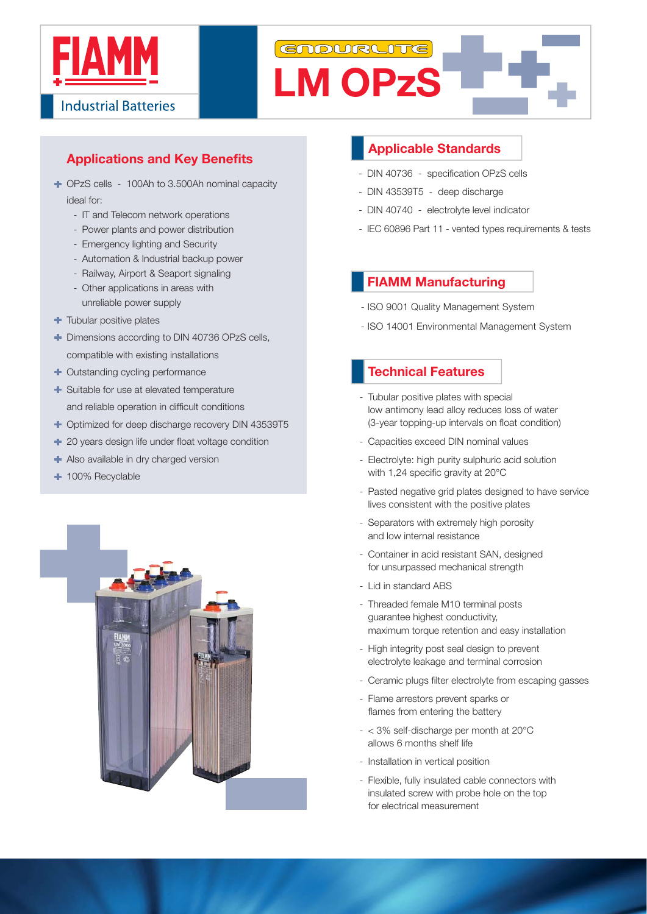# FIAMM

Industrial Batteries

ENDURLITE

# LM OPzS

## Applications and Key Benefits

- OPzS cells - 100Ah to 3.500Ah nominal capacity ideal for:
  - IT and Telecom network operations
  - Power plants and power distribution
  - Emergency lighting and Security
  - Automation & Industrial backup power
  - Railway, Airport & Seaport signaling
  - Other applications in areas with unreliable power supply
- Tubular positive plates
- Dimensions according to DIN 40736 OPzS cells, compatible with existing installations
- Outstanding cycling performance
- Suitable for use at elevated temperature and reliable operation in difficult conditions
- Optimized for deep discharge recovery DIN 43539T5
- 20 years design life under float voltage condition
- Also available in dry charged version
- 100% Recyclable

## Applicable Standards

- DIN 40736 - specification OPzS cells
- DIN 43539T5 - deep discharge
- DIN 40740 - electrolyte level indicator
- IEC 60896 Part 11 - vented types requirements & tests

## FIAMM Manufacturing

- ISO 9001 Quality Management System
- ISO 14001 Environmental Management System

## Technical Features

- Tubular positive plates with special low antimony lead alloy reduces loss of water (3-year topping-up intervals on float condition)
- Capacities exceed DIN nominal values
- Electrolyte: high purity sulphuric acid solution with 1,24 specific gravity at 20°C
- Pasted negative grid plates designed to have service lives consistent with the positive plates
- Separators with extremely high porosity and low internal resistance
- Container in acid resistant SAN, designed for unsurpassed mechanical strength
- Lid in standard ABS
- Threaded female M10 terminal posts guarantee highest conductivity, maximum torque retention and easy installation
- High integrity post seal design to prevent electrolyte leakage and terminal corrosion
- Ceramic plugs filter electrolyte from escaping gasses
- Flame arrestors prevent sparks or flames from entering the battery
- < 3% self-discharge per month at 20°C allows 6 months shelf life
- Installation in vertical position
- Flexible, fully insulated cable connectors with insulated screw with probe hole on the top for electrical measurement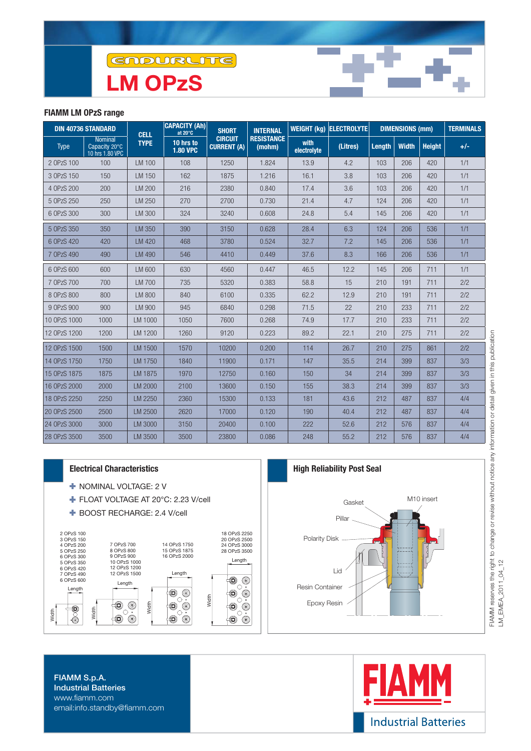ENDURLITE

# LM OPzS

## FIAMM LM OPzS range

| DIN 40736 STANDARD | | CELL TYPE | CAPACITY (Ah) at 20°C | SHORT CIRCUIT CURRENT (A) | INTERNAL RESISTANCE (mohm) | WEIGHT (kg) | ELECTROLYTE | DIMENSIONS (mm) | | | TERMINALS |
|---|---|---|---|---|---|---|---|---|---|---|---|
| Type | Nominal Capacity 20°C 10 hrs 1.80 VPC | | 10 hrs to 1.80 VPC | | | with electrolyte | (Litres) | Length | Width | Height | +/- |
| 2 OPzS 100 | 100 | LM 100 | 108 | 1250 | 1.824 | 13.9 | 4.2 | 103 | 206 | 420 | 1/1 |
| 3 OPzS 150 | 150 | LM 150 | 162 | 1875 | 1.216 | 16.1 | 3.8 | 103 | 206 | 420 | 1/1 |
| 4 OPzS 200 | 200 | LM 200 | 216 | 2380 | 0.840 | 17.4 | 3.6 | 103 | 206 | 420 | 1/1 |
| 5 OPzS 250 | 250 | LM 250 | 270 | 2700 | 0.730 | 21.4 | 4.7 | 124 | 206 | 420 | 1/1 |
| 6 OPzS 300 | 300 | LM 300 | 324 | 3240 | 0.608 | 24.8 | 5.4 | 145 | 206 | 420 | 1/1 |
| 5 OPzS 350 | 350 | LM 350 | 390 | 3150 | 0.628 | 28.4 | 6.3 | 124 | 206 | 536 | 1/1 |
| 6 OPzS 420 | 420 | LM 420 | 468 | 3780 | 0.524 | 32.7 | 7.2 | 145 | 206 | 536 | 1/1 |
| 7 OPzS 490 | 490 | LM 490 | 546 | 4410 | 0.449 | 37.6 | 8.3 | 166 | 206 | 536 | 1/1 |
| 6 OPzS 600 | 600 | LM 600 | 630 | 4560 | 0.447 | 46.5 | 12.2 | 145 | 206 | 711 | 1/1 |
| 7 OPzS 700 | 700 | LM 700 | 735 | 5320 | 0.383 | 58.8 | 15 | 210 | 191 | 711 | 2/2 |
| 8 OPzS 800 | 800 | LM 800 | 840 | 6100 | 0.335 | 62.2 | 12.9 | 210 | 191 | 711 | 2/2 |
| 9 OPzS 900 | 900 | LM 900 | 945 | 6840 | 0.298 | 71.5 | 22 | 210 | 233 | 711 | 2/2 |
| 10 OPzS 1000 | 1000 | LM 1000 | 1050 | 7600 | 0.268 | 74.9 | 17.7 | 210 | 233 | 711 | 2/2 |
| 12 OPzS 1200 | 1200 | LM 1200 | 1260 | 9120 | 0.223 | 89.2 | 22.1 | 210 | 275 | 711 | 2/2 |
| 12 OPzS 1500 | 1500 | LM 1500 | 1570 | 10200 | 0.200 | 114 | 26.7 | 210 | 275 | 861 | 2/2 |
| 14 OPzS 1750 | 1750 | LM 1750 | 1840 | 11900 | 0.171 | 147 | 35.5 | 214 | 399 | 837 | 3/3 |
| 15 OPzS 1875 | 1875 | LM 1875 | 1970 | 12750 | 0.160 | 150 | 34 | 214 | 399 | 837 | 3/3 |
| 16 OPzS 2000 | 2000 | LM 2000 | 2100 | 13600 | 0.150 | 155 | 38.3 | 214 | 399 | 837 | 3/3 |
| 18 OPzS 2250 | 2250 | LM 2250 | 2360 | 15300 | 0.133 | 181 | 43.6 | 212 | 487 | 837 | 4/4 |
| 20 OPzS 2500 | 2500 | LM 2500 | 2620 | 17000 | 0.120 | 190 | 40.4 | 212 | 487 | 837 | 4/4 |
| 24 OPzS 3000 | 3000 | LM 3000 | 3150 | 20400 | 0.100 | 222 | 52.6 | 212 | 576 | 837 | 4/4 |
| 28 OPzS 3500 | 3500 | LM 3500 | 3500 | 23800 | 0.086 | 248 | 55.2 | 212 | 576 | 837 | 4/4 |

### Electrical Characteristics

- NOMINAL VOLTAGE: 2 V
- FLOAT VOLTAGE AT 20°C: 2.23 V/cell
- BOOST RECHARGE: 2.4 V/cell

2 OPzS 100
3 OPzS 150
4 OPzS 200
5 OPzS 250
6 OPzS 300
5 OPzS 350
6 OPzS 420
7 OPzS 490
6 OPzS 600
Length
Width

7 OPzS 700
8 OPzS 800
9 OPzS 900
10 OPzS 1000
12 OPzS 1200
12 OPzS 1500
Length
Width

14 OPzS 1750
15 OPzS 1875
16 OPzS 2000
Length
Width

18 OPzS 2250
20 OPzS 2500
24 OPzS 3000
28 OPzS 3500
Length
Width

### High Reliability Post Seal

Gasket
M10 insert
Pillar
Polarity Disk
Lid
Resin Container
Epoxy Resin

FIAMM reserves the right to change or revise without notice any information or detail given in this publication
LM_EMEA_2011_04_12

**FIAMM S.p.A.**
**Industrial Batteries**
www.fiamm.com
email:info.standby@fiamm.com

FIAMM
Industrial Batteries